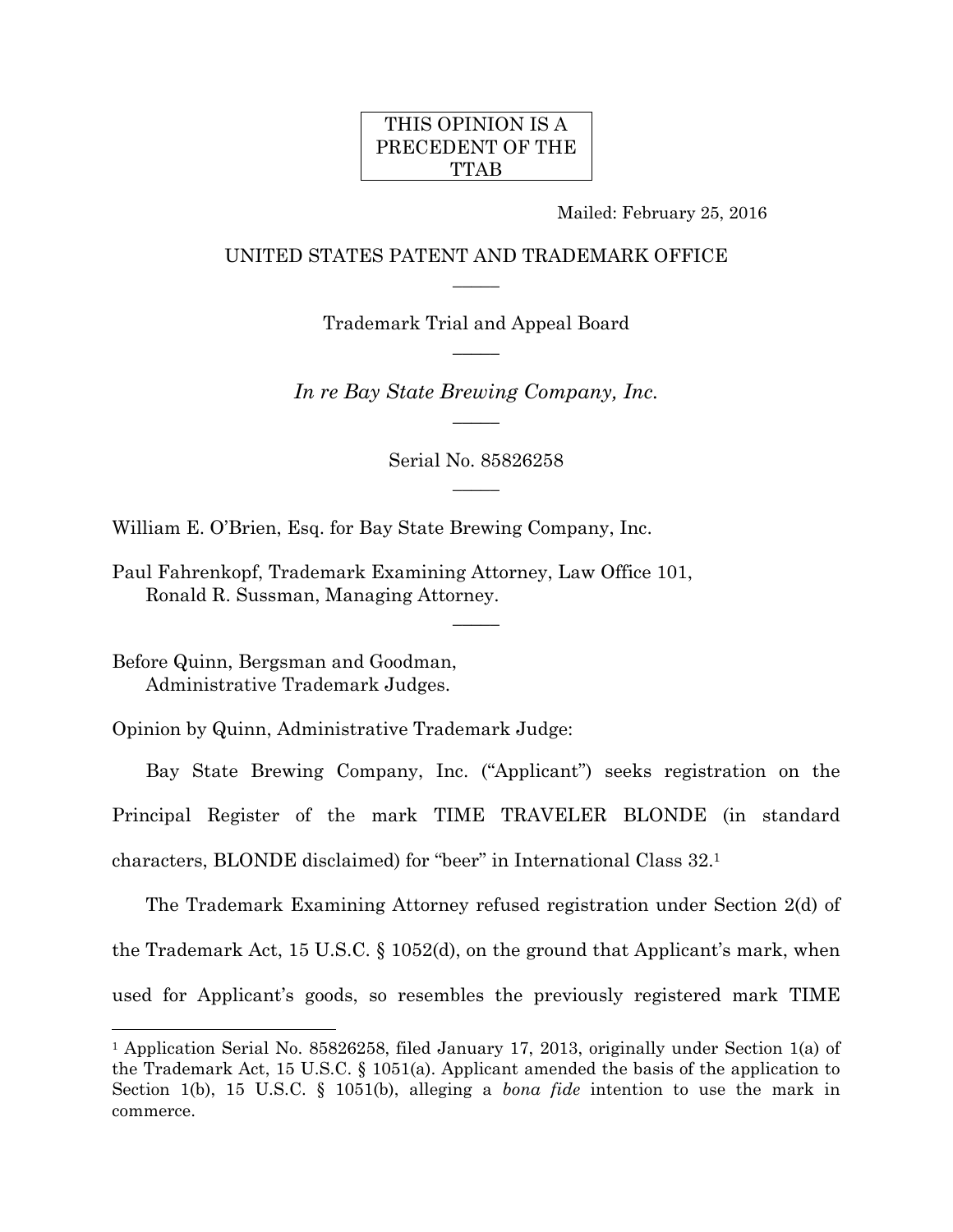THIS OPINION IS A PRECEDENT OF THE TTAB

Mailed: February 25, 2016

UNITED STATES PATENT AND TRADEMARK OFFICE

Trademark Trial and Appeal Board

*In re Bay State Brewing Company, Inc.*

Serial No. 85826258

William E. O'Brien, Esq. for Bay State Brewing Company, Inc.

Paul Fahrenkopf, Trademark Examining Attorney, Law Office 101,
Ronald R. Sussman, Managing Attorney.

Before Quinn, Bergsman and Goodman,
Administrative Trademark Judges.

Opinion by Quinn, Administrative Trademark Judge:

Bay State Brewing Company, Inc. ("Applicant") seeks registration on the Principal Register of the mark TIME TRAVELER BLONDE (in standard characters, BLONDE disclaimed) for "beer" in International Class 32.[1]

The Trademark Examining Attorney refused registration under Section 2(d) of the Trademark Act, 15 U.S.C. § 1052(d), on the ground that Applicant's mark, when used for Applicant's goods, so resembles the previously registered mark TIME

---

[1] Application Serial No. 85826258, filed January 17, 2013, originally under Section 1(a) of the Trademark Act, 15 U.S.C. § 1051(a). Applicant amended the basis of the application to Section 1(b), 15 U.S.C. § 1051(b), alleging a *bona fide* intention to use the mark in commerce.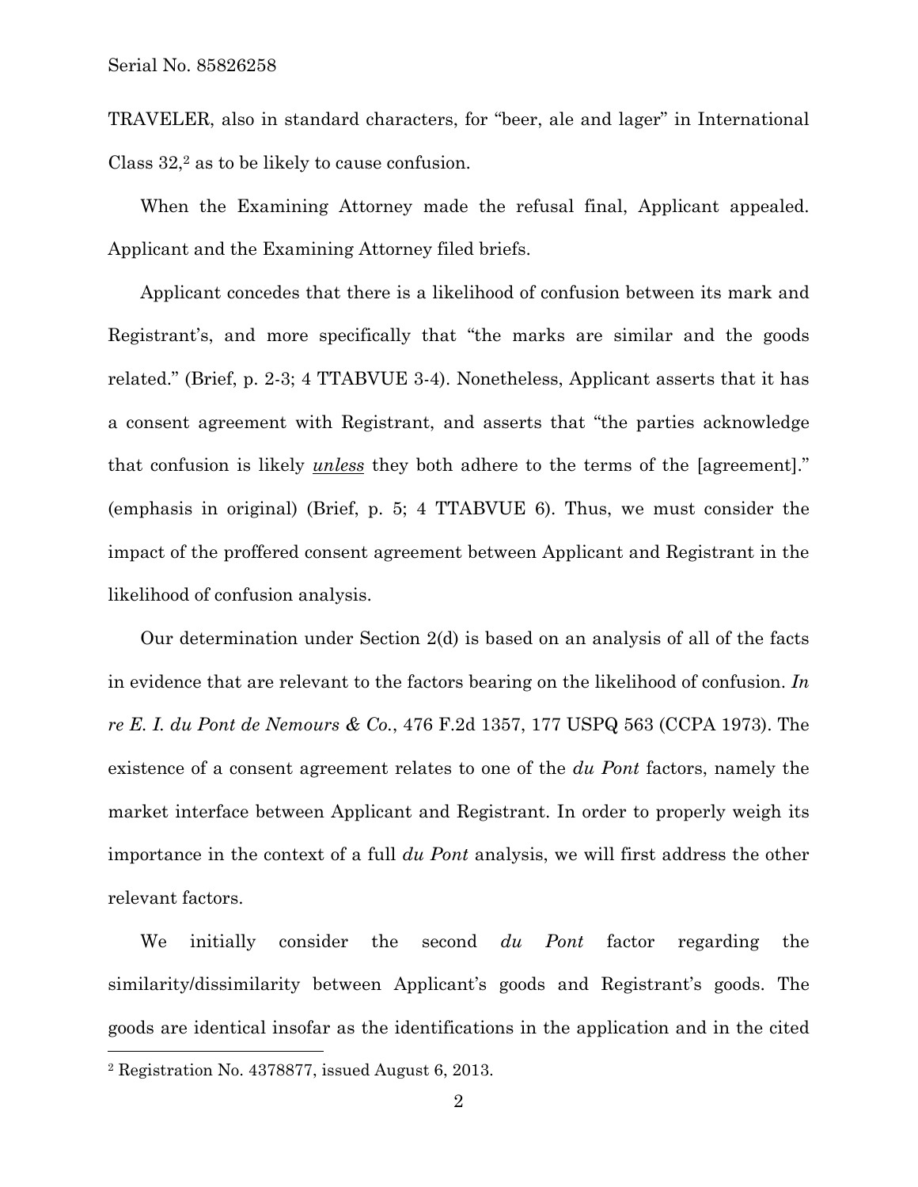TRAVELER, also in standard characters, for "beer, ale and lager" in International Class 32,[2] as to be likely to cause confusion.

When the Examining Attorney made the refusal final, Applicant appealed. Applicant and the Examining Attorney filed briefs.

Applicant concedes that there is a likelihood of confusion between its mark and Registrant's, and more specifically that "the marks are similar and the goods related." (Brief, p. 2-3; 4 TTABVUE 3-4). Nonetheless, Applicant asserts that it has a consent agreement with Registrant, and asserts that "the parties acknowledge that confusion is likely ***unless*** they both adhere to the terms of the [agreement]." (emphasis in original) (Brief, p. 5; 4 TTABVUE 6). Thus, we must consider the impact of the proffered consent agreement between Applicant and Registrant in the likelihood of confusion analysis.

Our determination under Section 2(d) is based on an analysis of all of the facts in evidence that are relevant to the factors bearing on the likelihood of confusion. *In re E. I. du Pont de Nemours & Co.*, 476 F.2d 1357, 177 USPQ 563 (CCPA 1973). The existence of a consent agreement relates to one of the *du Pont* factors, namely the market interface between Applicant and Registrant. In order to properly weigh its importance in the context of a full *du Pont* analysis, we will first address the other relevant factors.

We initially consider the second *du Pont* factor regarding the similarity/dissimilarity between Applicant's goods and Registrant's goods. The goods are identical insofar as the identifications in the application and in the cited

[2] Registration No. 4378877, issued August 6, 2013.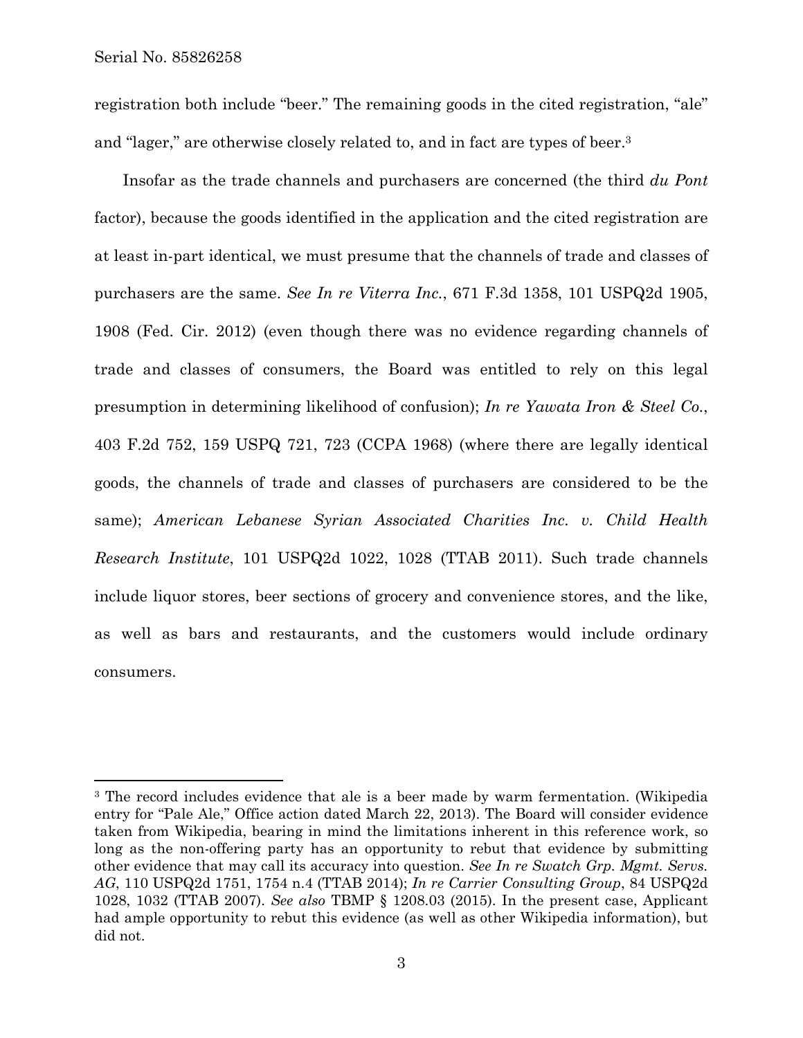registration both include "beer." The remaining goods in the cited registration, "ale" and "lager," are otherwise closely related to, and in fact are types of beer.[3]

Insofar as the trade channels and purchasers are concerned (the third *du Pont* factor), because the goods identified in the application and the cited registration are at least in-part identical, we must presume that the channels of trade and classes of purchasers are the same. *See In re Viterra Inc.*, 671 F.3d 1358, 101 USPQ2d 1905, 1908 (Fed. Cir. 2012) (even though there was no evidence regarding channels of trade and classes of consumers, the Board was entitled to rely on this legal presumption in determining likelihood of confusion); *In re Yawata Iron & Steel Co.*, 403 F.2d 752, 159 USPQ 721, 723 (CCPA 1968) (where there are legally identical goods, the channels of trade and classes of purchasers are considered to be the same); *American Lebanese Syrian Associated Charities Inc. v. Child Health Research Institute*, 101 USPQ2d 1022, 1028 (TTAB 2011). Such trade channels include liquor stores, beer sections of grocery and convenience stores, and the like, as well as bars and restaurants, and the customers would include ordinary consumers.

---

[3] The record includes evidence that ale is a beer made by warm fermentation. (Wikipedia entry for "Pale Ale," Office action dated March 22, 2013). The Board will consider evidence taken from Wikipedia, bearing in mind the limitations inherent in this reference work, so long as the non-offering party has an opportunity to rebut that evidence by submitting other evidence that may call its accuracy into question. *See In re Swatch Grp. Mgmt. Servs. AG*, 110 USPQ2d 1751, 1754 n.4 (TTAB 2014); *In re Carrier Consulting Group*, 84 USPQ2d 1028, 1032 (TTAB 2007). *See also* TBMP § 1208.03 (2015). In the present case, Applicant had ample opportunity to rebut this evidence (as well as other Wikipedia information), but did not.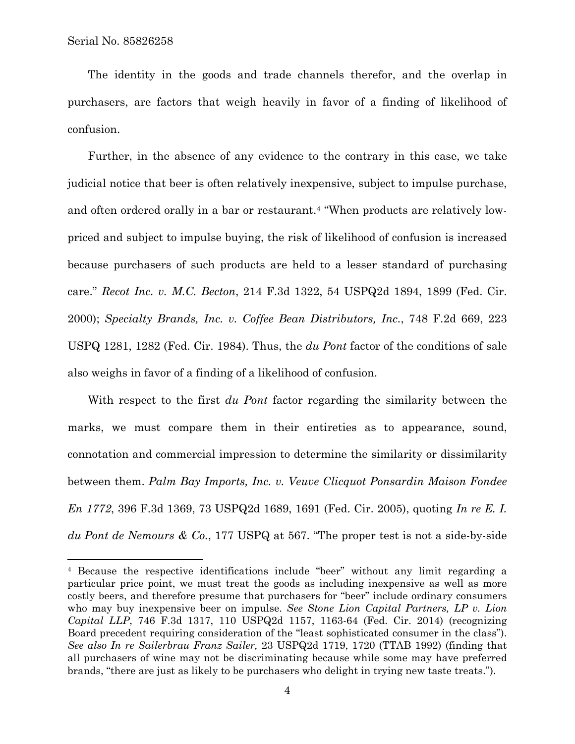The identity in the goods and trade channels therefor, and the overlap in purchasers, are factors that weigh heavily in favor of a finding of likelihood of confusion.

Further, in the absence of any evidence to the contrary in this case, we take judicial notice that beer is often relatively inexpensive, subject to impulse purchase, and often ordered orally in a bar or restaurant.[4] "When products are relatively low-priced and subject to impulse buying, the risk of likelihood of confusion is increased because purchasers of such products are held to a lesser standard of purchasing care." *Recot Inc. v. M.C. Becton*, 214 F.3d 1322, 54 USPQ2d 1894, 1899 (Fed. Cir. 2000); *Specialty Brands, Inc. v. Coffee Bean Distributors, Inc.*, 748 F.2d 669, 223 USPQ 1281, 1282 (Fed. Cir. 1984). Thus, the *du Pont* factor of the conditions of sale also weighs in favor of a finding of a likelihood of confusion.

With respect to the first *du Pont* factor regarding the similarity between the marks, we must compare them in their entireties as to appearance, sound, connotation and commercial impression to determine the similarity or dissimilarity between them. *Palm Bay Imports, Inc. v. Veuve Clicquot Ponsardin Maison Fondee En 1772*, 396 F.3d 1369, 73 USPQ2d 1689, 1691 (Fed. Cir. 2005), quoting *In re E. I. du Pont de Nemours & Co.*, 177 USPQ at 567. "The proper test is not a side-by-side

---

[4] Because the respective identifications include "beer" without any limit regarding a particular price point, we must treat the goods as including inexpensive as well as more costly beers, and therefore presume that purchasers for "beer" include ordinary consumers who may buy inexpensive beer on impulse. *See Stone Lion Capital Partners, LP v. Lion Capital LLP*, 746 F.3d 1317, 110 USPQ2d 1157, 1163-64 (Fed. Cir. 2014) (recognizing Board precedent requiring consideration of the "least sophisticated consumer in the class"). *See also In re Sailerbrau Franz Sailer,* 23 USPQ2d 1719, 1720 (TTAB 1992) (finding that all purchasers of wine may not be discriminating because while some may have preferred brands, "there are just as likely to be purchasers who delight in trying new taste treats.").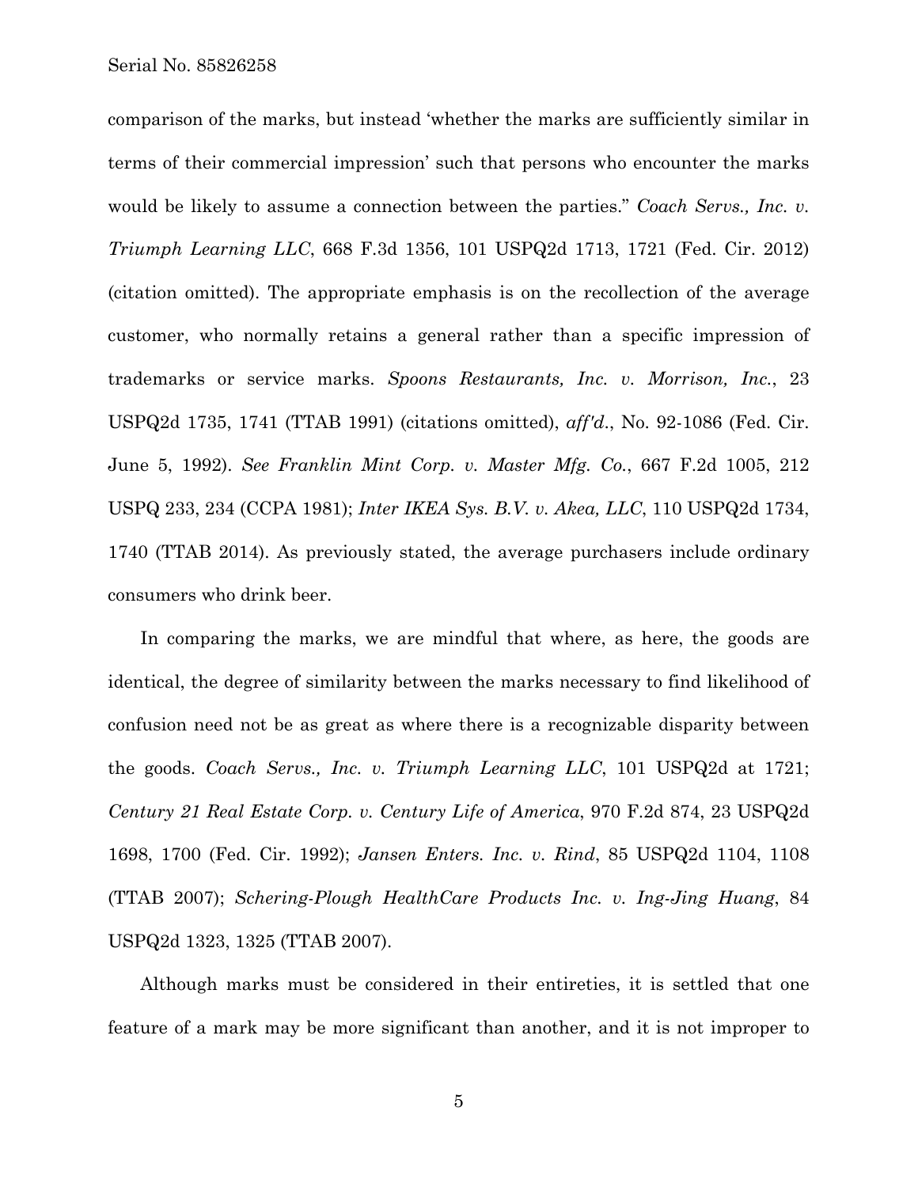comparison of the marks, but instead 'whether the marks are sufficiently similar in terms of their commercial impression' such that persons who encounter the marks would be likely to assume a connection between the parties." *Coach Servs., Inc. v. Triumph Learning LLC*, 668 F.3d 1356, 101 USPQ2d 1713, 1721 (Fed. Cir. 2012) (citation omitted). The appropriate emphasis is on the recollection of the average customer, who normally retains a general rather than a specific impression of trademarks or service marks. *Spoons Restaurants, Inc. v. Morrison, Inc.*, 23 USPQ2d 1735, 1741 (TTAB 1991) (citations omitted), *aff'd.*, No. 92-1086 (Fed. Cir. June 5, 1992). *See Franklin Mint Corp. v. Master Mfg. Co.*, 667 F.2d 1005, 212 USPQ 233, 234 (CCPA 1981); *Inter IKEA Sys. B.V. v. Akea, LLC*, 110 USPQ2d 1734, 1740 (TTAB 2014). As previously stated, the average purchasers include ordinary consumers who drink beer.

In comparing the marks, we are mindful that where, as here, the goods are identical, the degree of similarity between the marks necessary to find likelihood of confusion need not be as great as where there is a recognizable disparity between the goods. *Coach Servs., Inc. v. Triumph Learning LLC*, 101 USPQ2d at 1721; *Century 21 Real Estate Corp. v. Century Life of America*, 970 F.2d 874, 23 USPQ2d 1698, 1700 (Fed. Cir. 1992); *Jansen Enters. Inc. v. Rind*, 85 USPQ2d 1104, 1108 (TTAB 2007); *Schering-Plough HealthCare Products Inc. v. Ing-Jing Huang*, 84 USPQ2d 1323, 1325 (TTAB 2007).

Although marks must be considered in their entireties, it is settled that one feature of a mark may be more significant than another, and it is not improper to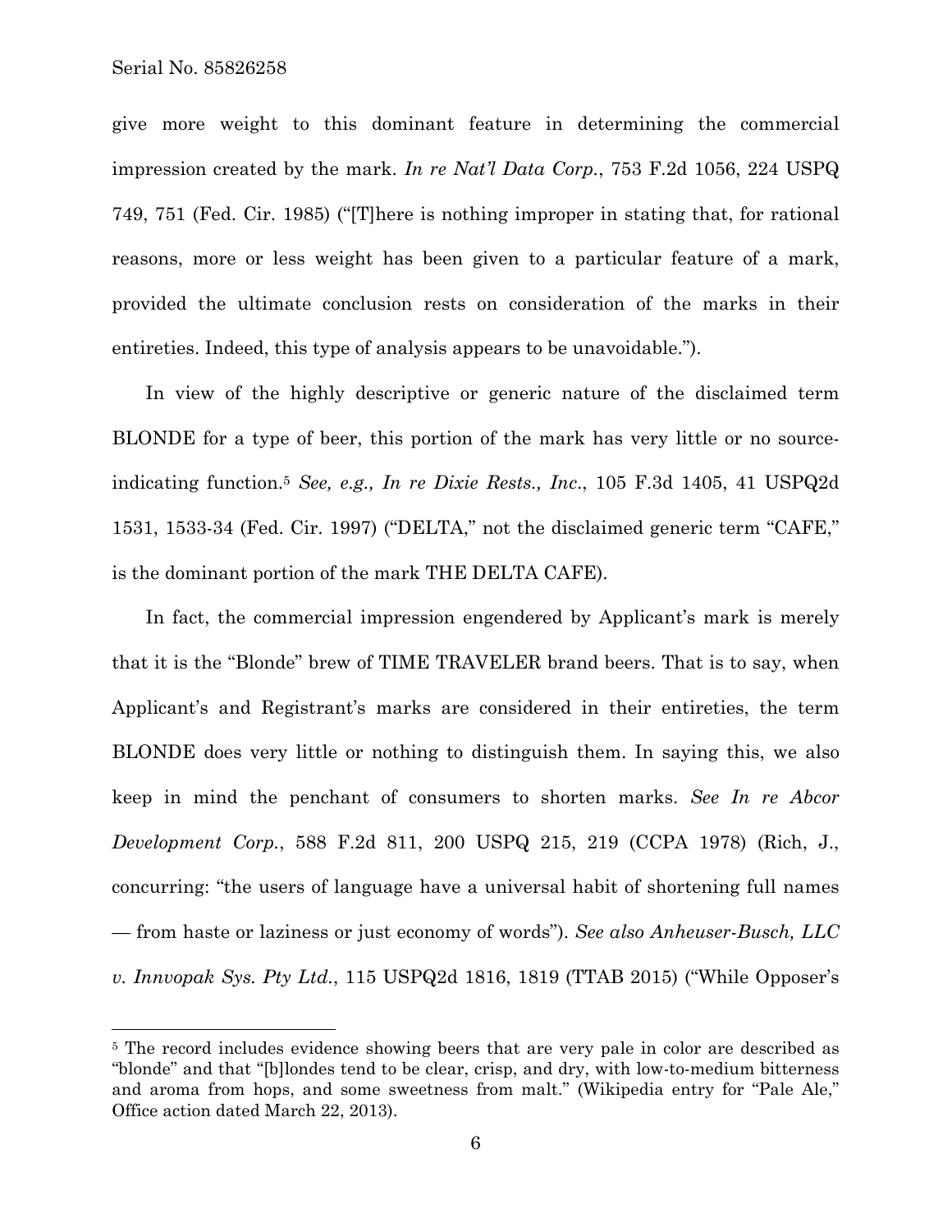give more weight to this dominant feature in determining the commercial impression created by the mark. *In re Nat'l Data Corp.*, 753 F.2d 1056, 224 USPQ 749, 751 (Fed. Cir. 1985) ("[T]here is nothing improper in stating that, for rational reasons, more or less weight has been given to a particular feature of a mark, provided the ultimate conclusion rests on consideration of the marks in their entireties. Indeed, this type of analysis appears to be unavoidable.").

In view of the highly descriptive or generic nature of the disclaimed term BLONDE for a type of beer, this portion of the mark has very little or no source-indicating function.[5] *See, e.g., In re Dixie Rests., Inc.*, 105 F.3d 1405, 41 USPQ2d 1531, 1533-34 (Fed. Cir. 1997) ("DELTA," not the disclaimed generic term "CAFE," is the dominant portion of the mark THE DELTA CAFE).

In fact, the commercial impression engendered by Applicant's mark is merely that it is the "Blonde" brew of TIME TRAVELER brand beers. That is to say, when Applicant's and Registrant's marks are considered in their entireties, the term BLONDE does very little or nothing to distinguish them. In saying this, we also keep in mind the penchant of consumers to shorten marks. *See In re Abcor Development Corp.*, 588 F.2d 811, 200 USPQ 215, 219 (CCPA 1978) (Rich, J., concurring: "the users of language have a universal habit of shortening full names — from haste or laziness or just economy of words"). *See also Anheuser-Busch, LLC v. Innvopak Sys. Pty Ltd.*, 115 USPQ2d 1816, 1819 (TTAB 2015) ("While Opposer's

---

[5] The record includes evidence showing beers that are very pale in color are described as "blonde" and that "[b]londes tend to be clear, crisp, and dry, with low-to-medium bitterness and aroma from hops, and some sweetness from malt." (Wikipedia entry for "Pale Ale," Office action dated March 22, 2013).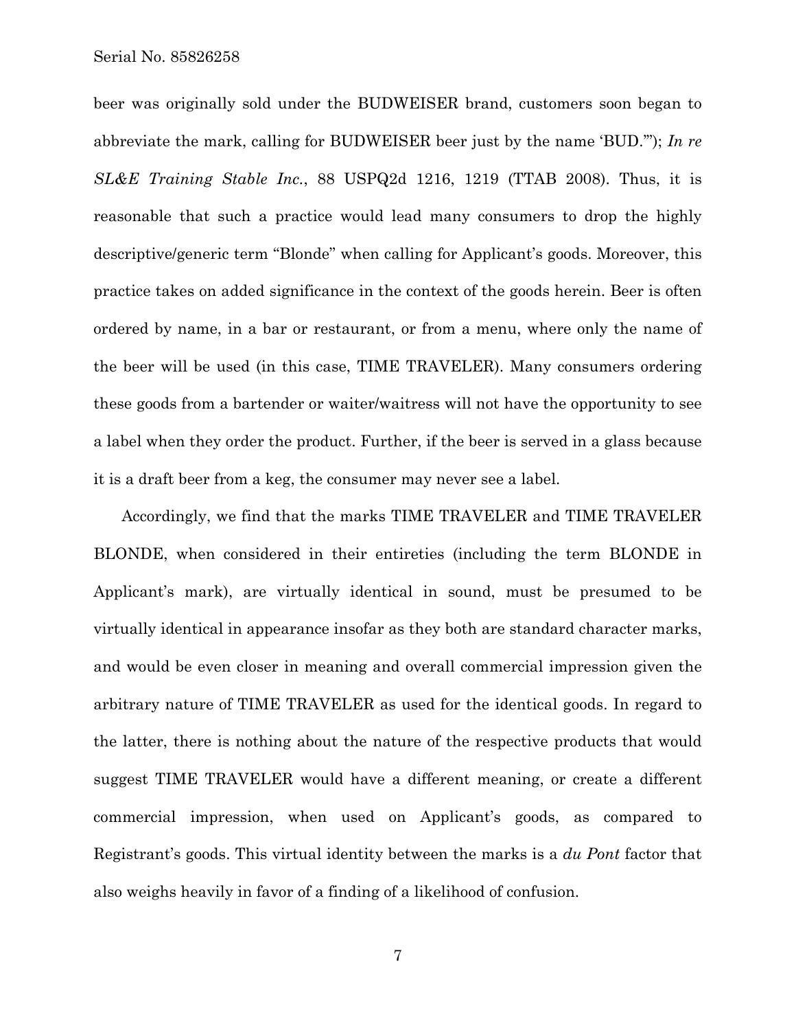beer was originally sold under the BUDWEISER brand, customers soon began to abbreviate the mark, calling for BUDWEISER beer just by the name 'BUD.'"); *In re SL&E Training Stable Inc.*, 88 USPQ2d 1216, 1219 (TTAB 2008). Thus, it is reasonable that such a practice would lead many consumers to drop the highly descriptive/generic term "Blonde" when calling for Applicant's goods. Moreover, this practice takes on added significance in the context of the goods herein. Beer is often ordered by name, in a bar or restaurant, or from a menu, where only the name of the beer will be used (in this case, TIME TRAVELER). Many consumers ordering these goods from a bartender or waiter/waitress will not have the opportunity to see a label when they order the product. Further, if the beer is served in a glass because it is a draft beer from a keg, the consumer may never see a label.

Accordingly, we find that the marks TIME TRAVELER and TIME TRAVELER BLONDE, when considered in their entireties (including the term BLONDE in Applicant's mark), are virtually identical in sound, must be presumed to be virtually identical in appearance insofar as they both are standard character marks, and would be even closer in meaning and overall commercial impression given the arbitrary nature of TIME TRAVELER as used for the identical goods. In regard to the latter, there is nothing about the nature of the respective products that would suggest TIME TRAVELER would have a different meaning, or create a different commercial impression, when used on Applicant's goods, as compared to Registrant's goods. This virtual identity between the marks is a *du Pont* factor that also weighs heavily in favor of a finding of a likelihood of confusion.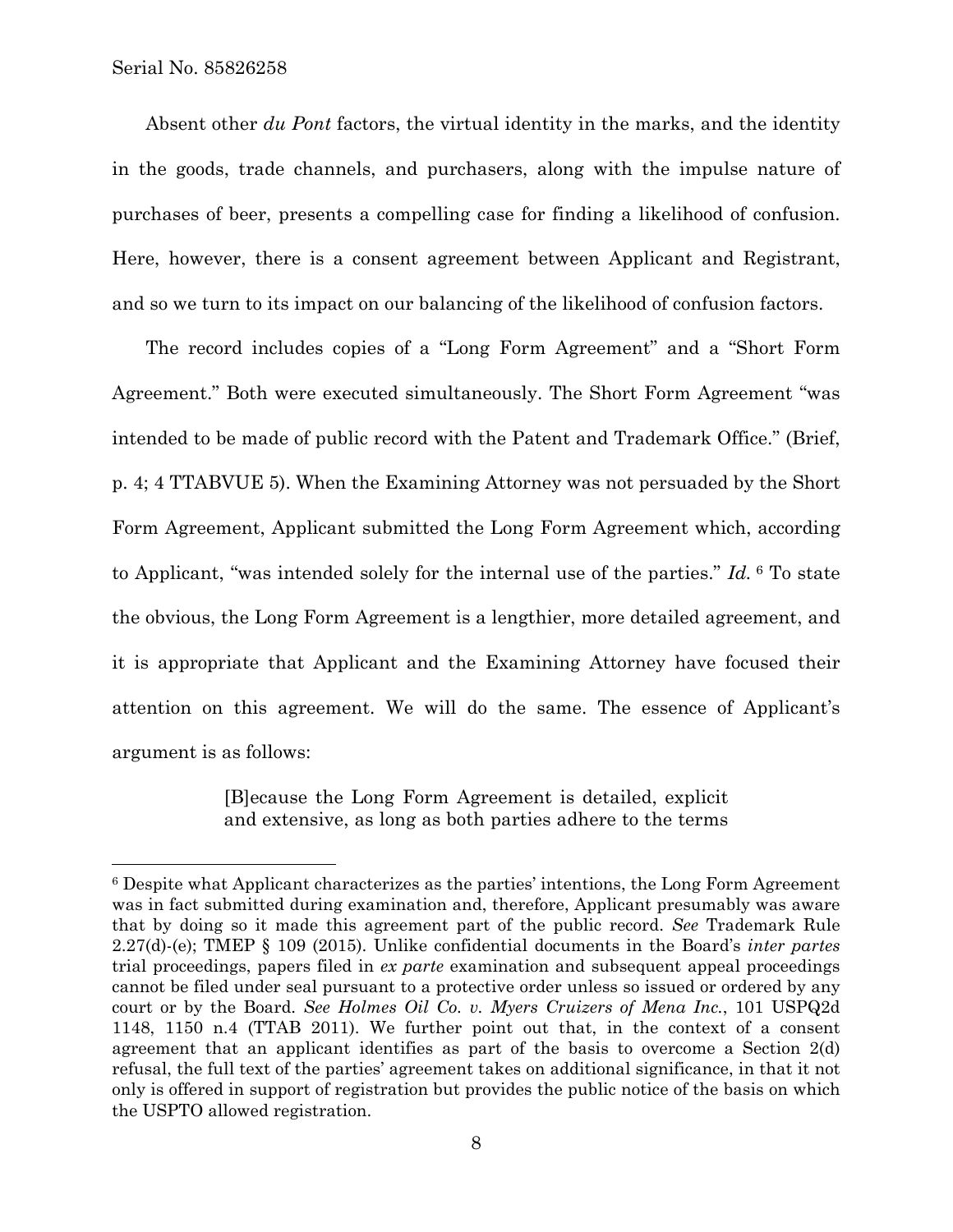Absent other *du Pont* factors, the virtual identity in the marks, and the identity in the goods, trade channels, and purchasers, along with the impulse nature of purchases of beer, presents a compelling case for finding a likelihood of confusion. Here, however, there is a consent agreement between Applicant and Registrant, and so we turn to its impact on our balancing of the likelihood of confusion factors.

The record includes copies of a "Long Form Agreement" and a "Short Form Agreement." Both were executed simultaneously. The Short Form Agreement "was intended to be made of public record with the Patent and Trademark Office." (Brief, p. 4; 4 TTABVUE 5). When the Examining Attorney was not persuaded by the Short Form Agreement, Applicant submitted the Long Form Agreement which, according to Applicant, "was intended solely for the internal use of the parties." *Id.* [6] To state the obvious, the Long Form Agreement is a lengthier, more detailed agreement, and it is appropriate that Applicant and the Examining Attorney have focused their attention on this agreement. We will do the same. The essence of Applicant's argument is as follows:

> [B]ecause the Long Form Agreement is detailed, explicit and extensive, as long as both parties adhere to the terms

---

[6] Despite what Applicant characterizes as the parties' intentions, the Long Form Agreement was in fact submitted during examination and, therefore, Applicant presumably was aware that by doing so it made this agreement part of the public record. *See* Trademark Rule 2.27(d)-(e); TMEP § 109 (2015). Unlike confidential documents in the Board's *inter partes* trial proceedings, papers filed in *ex parte* examination and subsequent appeal proceedings cannot be filed under seal pursuant to a protective order unless so issued or ordered by any court or by the Board. *See Holmes Oil Co. v. Myers Cruizers of Mena Inc.*, 101 USPQ2d 1148, 1150 n.4 (TTAB 2011). We further point out that, in the context of a consent agreement that an applicant identifies as part of the basis to overcome a Section 2(d) refusal, the full text of the parties' agreement takes on additional significance, in that it not only is offered in support of registration but provides the public notice of the basis on which the USPTO allowed registration.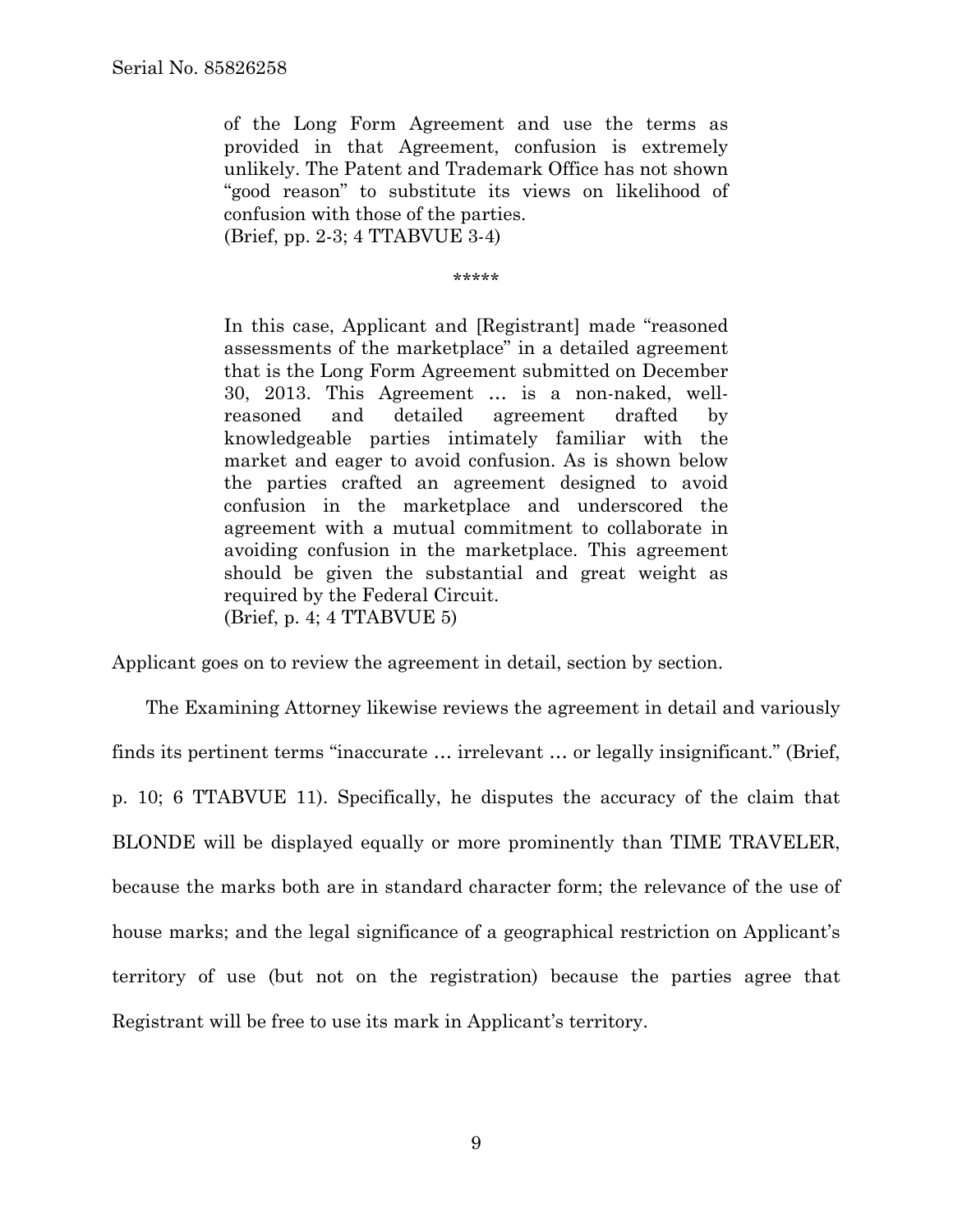> of the Long Form Agreement and use the terms as provided in that Agreement, confusion is extremely unlikely. The Patent and Trademark Office has not shown "good reason" to substitute its views on likelihood of confusion with those of the parties.
> (Brief, pp. 2-3; 4 TTABVUE 3-4)
>
> *****
>
> In this case, Applicant and [Registrant] made "reasoned assessments of the marketplace" in a detailed agreement that is the Long Form Agreement submitted on December 30, 2013. This Agreement … is a non-naked, well-reasoned and detailed agreement drafted by knowledgeable parties intimately familiar with the market and eager to avoid confusion. As is shown below the parties crafted an agreement designed to avoid confusion in the marketplace and underscored the agreement with a mutual commitment to collaborate in avoiding confusion in the marketplace. This agreement should be given the substantial and great weight as required by the Federal Circuit.
> (Brief, p. 4; 4 TTABVUE 5)

Applicant goes on to review the agreement in detail, section by section.

The Examining Attorney likewise reviews the agreement in detail and variously finds its pertinent terms "inaccurate … irrelevant … or legally insignificant." (Brief, p. 10; 6 TTABVUE 11). Specifically, he disputes the accuracy of the claim that BLONDE will be displayed equally or more prominently than TIME TRAVELER, because the marks both are in standard character form; the relevance of the use of house marks; and the legal significance of a geographical restriction on Applicant's territory of use (but not on the registration) because the parties agree that Registrant will be free to use its mark in Applicant's territory.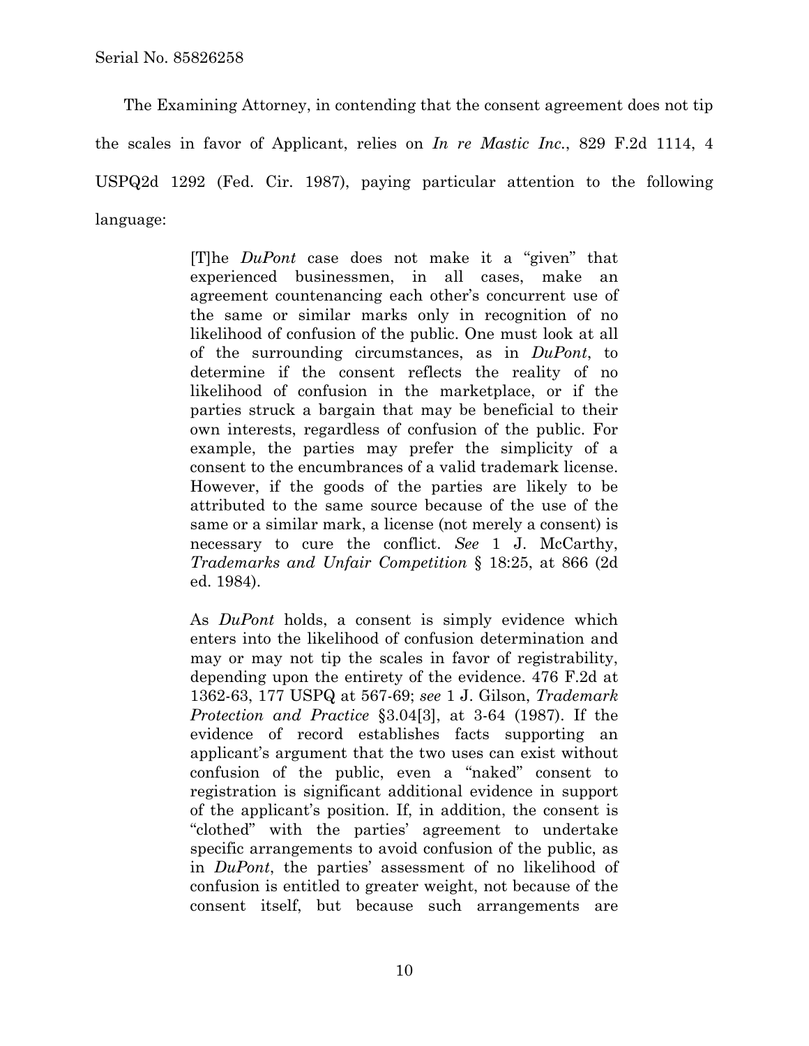The Examining Attorney, in contending that the consent agreement does not tip the scales in favor of Applicant, relies on *In re Mastic Inc.*, 829 F.2d 1114, 4 USPQ2d 1292 (Fed. Cir. 1987), paying particular attention to the following language:

> [T]he *DuPont* case does not make it a "given" that experienced businessmen, in all cases, make an agreement countenancing each other's concurrent use of the same or similar marks only in recognition of no likelihood of confusion of the public. One must look at all of the surrounding circumstances, as in *DuPont*, to determine if the consent reflects the reality of no likelihood of confusion in the marketplace, or if the parties struck a bargain that may be beneficial to their own interests, regardless of confusion of the public. For example, the parties may prefer the simplicity of a consent to the encumbrances of a valid trademark license. However, if the goods of the parties are likely to be attributed to the same source because of the use of the same or a similar mark, a license (not merely a consent) is necessary to cure the conflict. *See* 1 J. McCarthy, *Trademarks and Unfair Competition* § 18:25, at 866 (2d ed. 1984).
>
> As *DuPont* holds, a consent is simply evidence which enters into the likelihood of confusion determination and may or may not tip the scales in favor of registrability, depending upon the entirety of the evidence. 476 F.2d at 1362-63, 177 USPQ at 567-69; *see* 1 J. Gilson, *Trademark Protection and Practice* §3.04[3], at 3-64 (1987). If the evidence of record establishes facts supporting an applicant's argument that the two uses can exist without confusion of the public, even a "naked" consent to registration is significant additional evidence in support of the applicant's position. If, in addition, the consent is "clothed" with the parties' agreement to undertake specific arrangements to avoid confusion of the public, as in *DuPont*, the parties' assessment of no likelihood of confusion is entitled to greater weight, not because of the consent itself, but because such arrangements are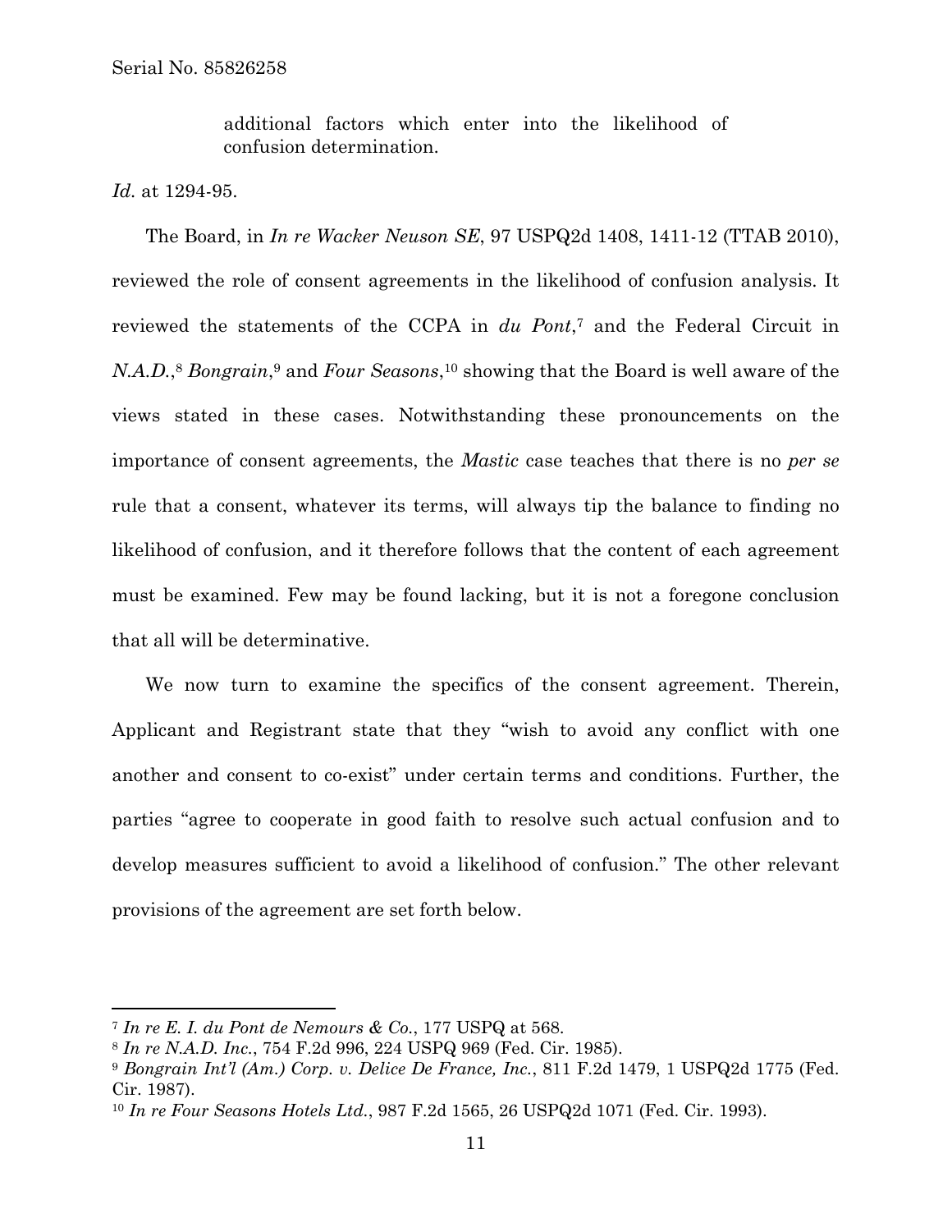> additional factors which enter into the likelihood of confusion determination.

*Id.* at 1294-95.

The Board, in *In re Wacker Neuson SE*, 97 USPQ2d 1408, 1411-12 (TTAB 2010), reviewed the role of consent agreements in the likelihood of confusion analysis. It reviewed the statements of the CCPA in *du Pont*,[7] and the Federal Circuit in *N.A.D.*,[8] *Bongrain*,[9] and *Four Seasons*,[10] showing that the Board is well aware of the views stated in these cases. Notwithstanding these pronouncements on the importance of consent agreements, the *Mastic* case teaches that there is no *per se* rule that a consent, whatever its terms, will always tip the balance to finding no likelihood of confusion, and it therefore follows that the content of each agreement must be examined. Few may be found lacking, but it is not a foregone conclusion that all will be determinative.

We now turn to examine the specifics of the consent agreement. Therein, Applicant and Registrant state that they "wish to avoid any conflict with one another and consent to co-exist" under certain terms and conditions. Further, the parties "agree to cooperate in good faith to resolve such actual confusion and to develop measures sufficient to avoid a likelihood of confusion." The other relevant provisions of the agreement are set forth below.

---

[7] *In re E. I. du Pont de Nemours & Co.*, 177 USPQ at 568.

[8] *In re N.A.D. Inc.*, 754 F.2d 996, 224 USPQ 969 (Fed. Cir. 1985).

[9] *Bongrain Int'l (Am.) Corp. v. Delice De France, Inc.*, 811 F.2d 1479, 1 USPQ2d 1775 (Fed. Cir. 1987).

[10] *In re Four Seasons Hotels Ltd.*, 987 F.2d 1565, 26 USPQ2d 1071 (Fed. Cir. 1993).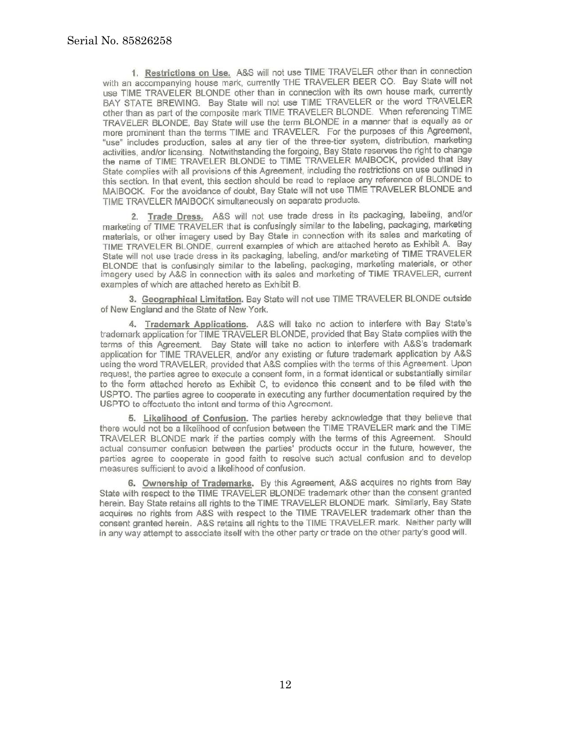Serial No. 85826258

1. **Restrictions on Use.** A&S will not use TIME TRAVELER other than in connection with an accompanying house mark, currently THE TRAVELER BEER CO. Bay State will not use TIME TRAVELER BLONDE other than in connection with its own house mark, currently BAY STATE BREWING. Bay State will not use TIME TRAVELER or the word TRAVELER other than as part of the composite mark TIME TRAVELER BLONDE. When referencing TIME TRAVELER BLONDE, Bay State will use the term BLONDE in a manner that is equally as or more prominent than the terms TIME and TRAVELER. For the purposes of this Agreement, "use" includes production, sales at any tier of the three-tier system, distribution, marketing activities, and/or licensing. Notwithstanding the forgoing, Bay State reserves the right to change the name of TIME TRAVELER BLONDE to TIME TRAVELER MAIBOCK, provided that Bay State complies with all provisions of this Agreement, including the restrictions on use outlined in this section. In that event, this section should be read to replace any reference of BLONDE to MAIBOCK. For the avoidance of doubt, Bay State will not use TIME TRAVELER BLONDE and TIME TRAVELER MAIBOCK simultaneously on separate products.

2. **Trade Dress.** A&S will not use trade dress in its packaging, labeling, and/or marketing of TIME TRAVELER that is confusingly similar to the labeling, packaging, marketing materials, or other imagery used by Bay State in connection with its sales and marketing of TIME TRAVELER BLONDE, current examples of which are attached hereto as Exhibit A. Bay State will not use trade dress in its packaging, labeling, and/or marketing of TIME TRAVELER BLONDE that is confusingly similar to the labeling, packaging, marketing materials, or other imagery used by A&S in connection with its sales and marketing of TIME TRAVELER, current examples of which are attached hereto as Exhibit B.

3. **Geographical Limitation.** Bay State will not use TIME TRAVELER BLONDE outside of New England and the State of New York.

4. **Trademark Applications.** A&S will take no action to interfere with Bay State's trademark application for TIME TRAVELER BLONDE, provided that Bay State complies with the terms of this Agreement. Bay State will take no action to interfere with A&S's trademark application for TIME TRAVELER, and/or any existing or future trademark application by A&S using the word TRAVELER, provided that A&S complies with the terms of this Agreement. Upon request, the parties agree to execute a consent form, in a format identical or substantially similar to the form attached hereto as Exhibit C, to evidence this consent and to be filed with the USPTO. The parties agree to cooperate in executing any further documentation required by the USPTO to effectuate the intent and terms of this Agreement.

5. **Likelihood of Confusion.** The parties hereby acknowledge that they believe that there would not be a likelihood of confusion between the TIME TRAVELER mark and the TIME TRAVELER BLONDE mark if the parties comply with the terms of this Agreement. Should actual consumer confusion between the parties' products occur in the future, however, the parties agree to cooperate in good faith to resolve such actual confusion and to develop measures sufficient to avoid a likelihood of confusion.

6. **Ownership of Trademarks.** By this Agreement, A&S acquires no rights from Bay State with respect to the TIME TRAVELER BLONDE trademark other than the consent granted herein. Bay State retains all rights to the TIME TRAVELER BLONDE mark. Similarly, Bay State acquires no rights from A&S with respect to the TIME TRAVELER trademark other than the consent granted herein. A&S retains all rights to the TIME TRAVELER mark. Neither party will in any way attempt to associate itself with the other party or trade on the other party's good will.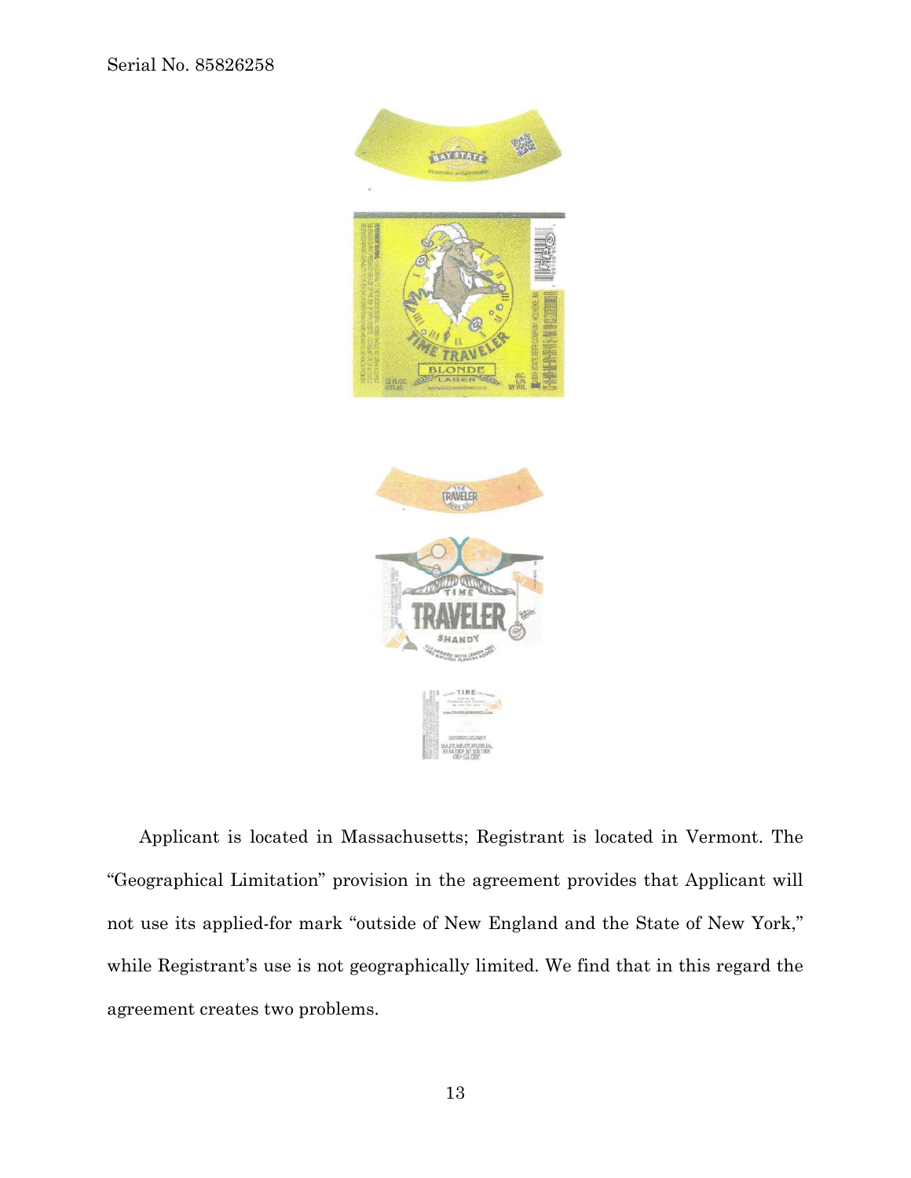Applicant is located in Massachusetts; Registrant is located in Vermont. The "Geographical Limitation" provision in the agreement provides that Applicant will not use its applied-for mark "outside of New England and the State of New York," while Registrant's use is not geographically limited. We find that in this regard the agreement creates two problems.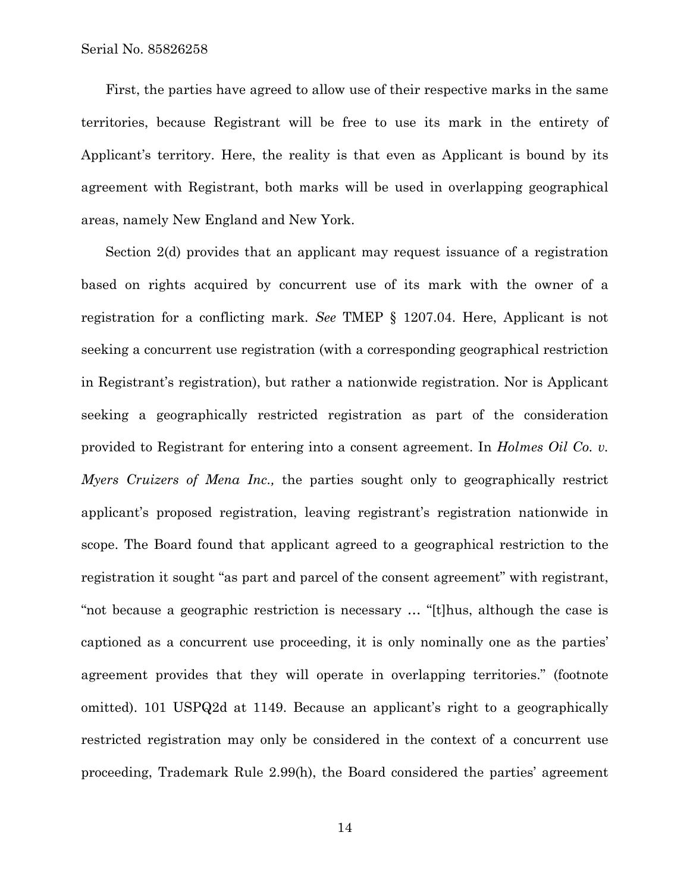First, the parties have agreed to allow use of their respective marks in the same territories, because Registrant will be free to use its mark in the entirety of Applicant's territory. Here, the reality is that even as Applicant is bound by its agreement with Registrant, both marks will be used in overlapping geographical areas, namely New England and New York.

Section 2(d) provides that an applicant may request issuance of a registration based on rights acquired by concurrent use of its mark with the owner of a registration for a conflicting mark. *See* TMEP § 1207.04. Here, Applicant is not seeking a concurrent use registration (with a corresponding geographical restriction in Registrant's registration), but rather a nationwide registration. Nor is Applicant seeking a geographically restricted registration as part of the consideration provided to Registrant for entering into a consent agreement. In *Holmes Oil Co. v. Myers Cruizers of Mena Inc.,* the parties sought only to geographically restrict applicant's proposed registration, leaving registrant's registration nationwide in scope. The Board found that applicant agreed to a geographical restriction to the registration it sought "as part and parcel of the consent agreement" with registrant, "not because a geographic restriction is necessary … "[t]hus, although the case is captioned as a concurrent use proceeding, it is only nominally one as the parties' agreement provides that they will operate in overlapping territories." (footnote omitted). 101 USPQ2d at 1149. Because an applicant's right to a geographically restricted registration may only be considered in the context of a concurrent use proceeding, Trademark Rule 2.99(h), the Board considered the parties' agreement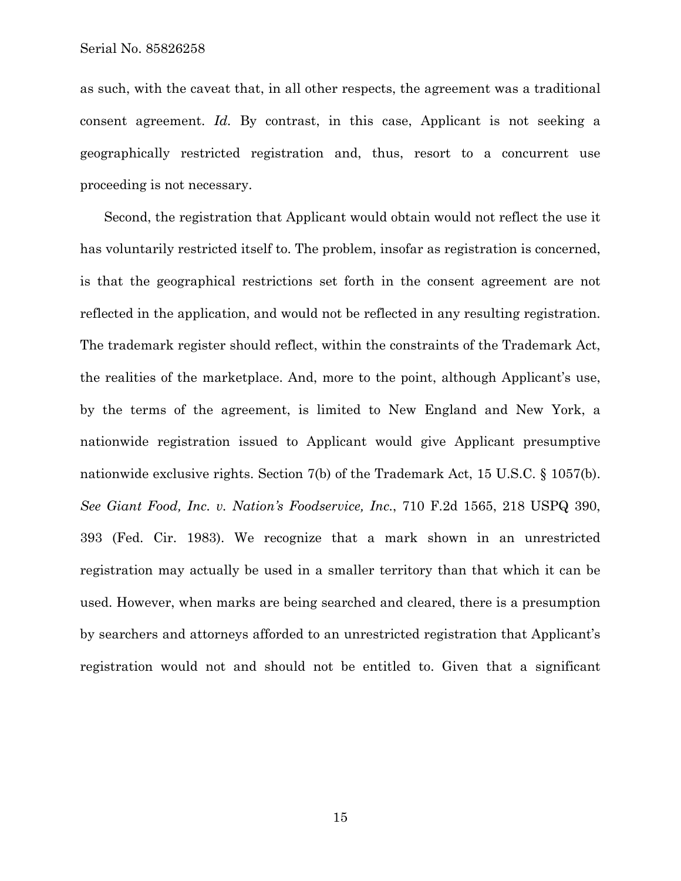as such, with the caveat that, in all other respects, the agreement was a traditional consent agreement. *Id.* By contrast, in this case, Applicant is not seeking a geographically restricted registration and, thus, resort to a concurrent use proceeding is not necessary.

Second, the registration that Applicant would obtain would not reflect the use it has voluntarily restricted itself to. The problem, insofar as registration is concerned, is that the geographical restrictions set forth in the consent agreement are not reflected in the application, and would not be reflected in any resulting registration. The trademark register should reflect, within the constraints of the Trademark Act, the realities of the marketplace. And, more to the point, although Applicant's use, by the terms of the agreement, is limited to New England and New York, a nationwide registration issued to Applicant would give Applicant presumptive nationwide exclusive rights. Section 7(b) of the Trademark Act, 15 U.S.C. § 1057(b). *See Giant Food, Inc. v. Nation's Foodservice, Inc.*, 710 F.2d 1565, 218 USPQ 390, 393 (Fed. Cir. 1983). We recognize that a mark shown in an unrestricted registration may actually be used in a smaller territory than that which it can be used. However, when marks are being searched and cleared, there is a presumption by searchers and attorneys afforded to an unrestricted registration that Applicant's registration would not and should not be entitled to. Given that a significant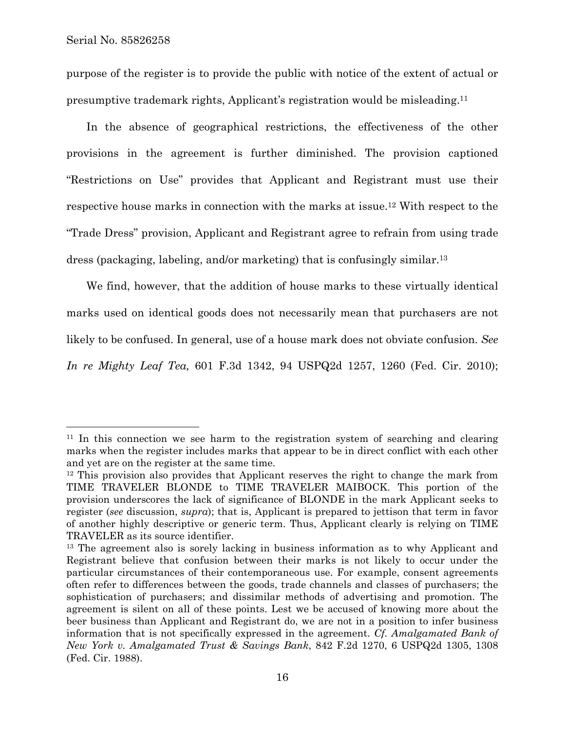purpose of the register is to provide the public with notice of the extent of actual or presumptive trademark rights, Applicant's registration would be misleading.[11]

In the absence of geographical restrictions, the effectiveness of the other provisions in the agreement is further diminished. The provision captioned "Restrictions on Use" provides that Applicant and Registrant must use their respective house marks in connection with the marks at issue.[12] With respect to the "Trade Dress" provision, Applicant and Registrant agree to refrain from using trade dress (packaging, labeling, and/or marketing) that is confusingly similar.[13]

We find, however, that the addition of house marks to these virtually identical marks used on identical goods does not necessarily mean that purchasers are not likely to be confused. In general, use of a house mark does not obviate confusion. *See In re Mighty Leaf Tea,* 601 F.3d 1342, 94 USPQ2d 1257, 1260 (Fed. Cir. 2010);

---

[11] In this connection we see harm to the registration system of searching and clearing marks when the register includes marks that appear to be in direct conflict with each other and yet are on the register at the same time.

[12] This provision also provides that Applicant reserves the right to change the mark from TIME TRAVELER BLONDE to TIME TRAVELER MAIBOCK. This portion of the provision underscores the lack of significance of BLONDE in the mark Applicant seeks to register (*see* discussion, *supra*); that is, Applicant is prepared to jettison that term in favor of another highly descriptive or generic term. Thus, Applicant clearly is relying on TIME TRAVELER as its source identifier.

[13] The agreement also is sorely lacking in business information as to why Applicant and Registrant believe that confusion between their marks is not likely to occur under the particular circumstances of their contemporaneous use. For example, consent agreements often refer to differences between the goods, trade channels and classes of purchasers; the sophistication of purchasers; and dissimilar methods of advertising and promotion. The agreement is silent on all of these points. Lest we be accused of knowing more about the beer business than Applicant and Registrant do, we are not in a position to infer business information that is not specifically expressed in the agreement. *Cf. Amalgamated Bank of New York v. Amalgamated Trust & Savings Bank*, 842 F.2d 1270, 6 USPQ2d 1305, 1308 (Fed. Cir. 1988).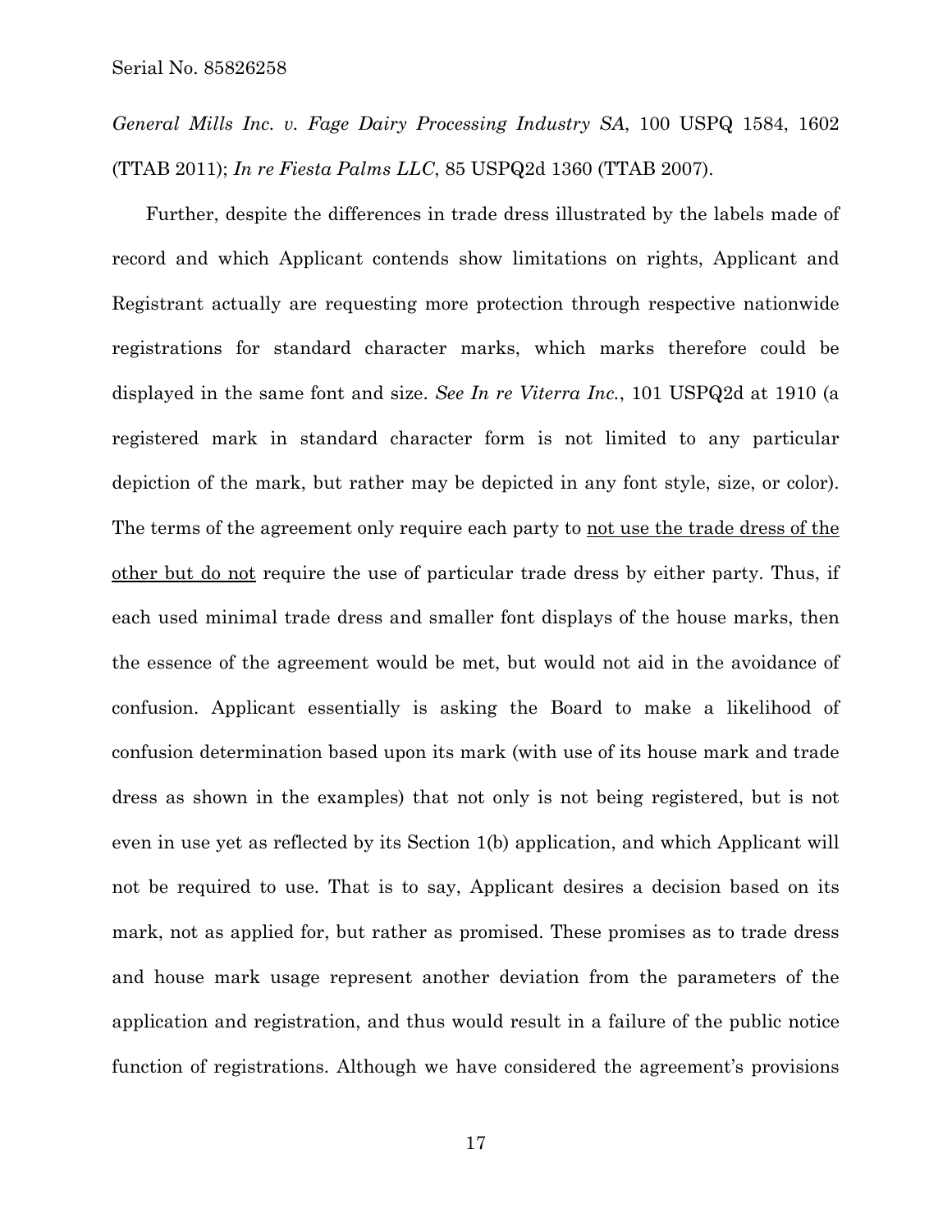*General Mills Inc. v. Fage Dairy Processing Industry SA*, 100 USPQ 1584, 1602 (TTAB 2011); *In re Fiesta Palms LLC*, 85 USPQ2d 1360 (TTAB 2007).

Further, despite the differences in trade dress illustrated by the labels made of record and which Applicant contends show limitations on rights, Applicant and Registrant actually are requesting more protection through respective nationwide registrations for standard character marks, which marks therefore could be displayed in the same font and size. *See In re Viterra Inc.*, 101 USPQ2d at 1910 (a registered mark in standard character form is not limited to any particular depiction of the mark, but rather may be depicted in any font style, size, or color). The terms of the agreement only require each party to <u>not use the trade dress of the other but do not</u> require the use of particular trade dress by either party. Thus, if each used minimal trade dress and smaller font displays of the house marks, then the essence of the agreement would be met, but would not aid in the avoidance of confusion. Applicant essentially is asking the Board to make a likelihood of confusion determination based upon its mark (with use of its house mark and trade dress as shown in the examples) that not only is not being registered, but is not even in use yet as reflected by its Section 1(b) application, and which Applicant will not be required to use. That is to say, Applicant desires a decision based on its mark, not as applied for, but rather as promised. These promises as to trade dress and house mark usage represent another deviation from the parameters of the application and registration, and thus would result in a failure of the public notice function of registrations. Although we have considered the agreement's provisions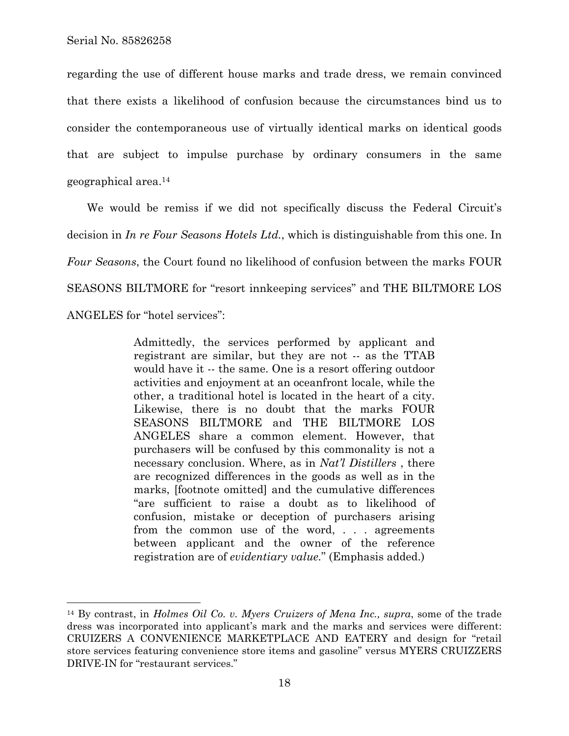regarding the use of different house marks and trade dress, we remain convinced that there exists a likelihood of confusion because the circumstances bind us to consider the contemporaneous use of virtually identical marks on identical goods that are subject to impulse purchase by ordinary consumers in the same geographical area.[14]

We would be remiss if we did not specifically discuss the Federal Circuit's decision in *In re Four Seasons Hotels Ltd.*, which is distinguishable from this one. In *Four Seasons*, the Court found no likelihood of confusion between the marks FOUR SEASONS BILTMORE for "resort innkeeping services" and THE BILTMORE LOS ANGELES for "hotel services":

> Admittedly, the services performed by applicant and registrant are similar, but they are not -- as the TTAB would have it -- the same. One is a resort offering outdoor activities and enjoyment at an oceanfront locale, while the other, a traditional hotel is located in the heart of a city. Likewise, there is no doubt that the marks FOUR SEASONS BILTMORE and THE BILTMORE LOS ANGELES share a common element. However, that purchasers will be confused by this commonality is not a necessary conclusion. Where, as in *Nat'l Distillers* , there are recognized differences in the goods as well as in the marks, [footnote omitted] and the cumulative differences "are sufficient to raise a doubt as to likelihood of confusion, mistake or deception of purchasers arising from the common use of the word, . . . agreements between applicant and the owner of the reference registration are of *evidentiary value*." (Emphasis added.)

---

[14] By contrast, in *Holmes Oil Co. v. Myers Cruizers of Mena Inc., supra*, some of the trade dress was incorporated into applicant's mark and the marks and services were different: CRUIZERS A CONVENIENCE MARKETPLACE AND EATERY and design for "retail store services featuring convenience store items and gasoline" versus MYERS CRUIZZERS DRIVE-IN for "restaurant services."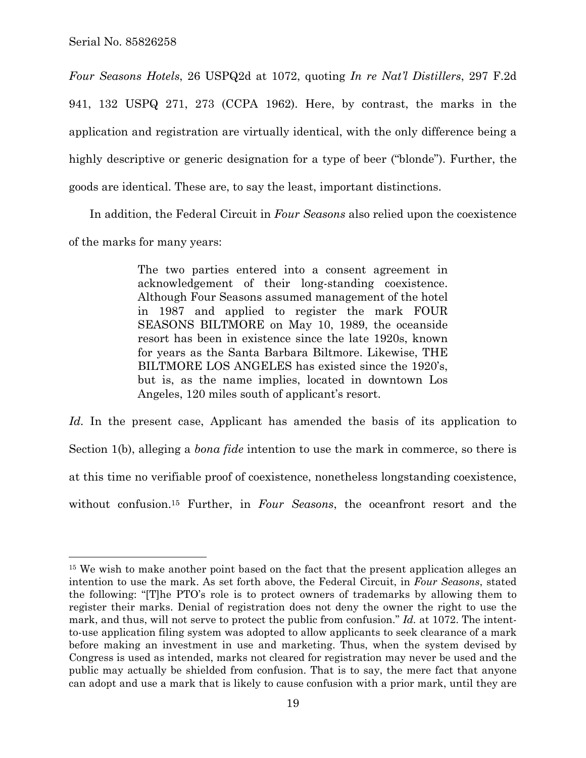*Four Seasons Hotels*, 26 USPQ2d at 1072, quoting *In re Nat'l Distillers*, 297 F.2d 941, 132 USPQ 271, 273 (CCPA 1962). Here, by contrast, the marks in the application and registration are virtually identical, with the only difference being a highly descriptive or generic designation for a type of beer ("blonde"). Further, the goods are identical. These are, to say the least, important distinctions.

In addition, the Federal Circuit in *Four Seasons* also relied upon the coexistence of the marks for many years:

> The two parties entered into a consent agreement in acknowledgement of their long-standing coexistence. Although Four Seasons assumed management of the hotel in 1987 and applied to register the mark FOUR SEASONS BILTMORE on May 10, 1989, the oceanside resort has been in existence since the late 1920s, known for years as the Santa Barbara Biltmore. Likewise, THE BILTMORE LOS ANGELES has existed since the 1920's, but is, as the name implies, located in downtown Los Angeles, 120 miles south of applicant's resort.

*Id.* In the present case, Applicant has amended the basis of its application to Section 1(b), alleging a *bona fide* intention to use the mark in commerce, so there is at this time no verifiable proof of coexistence, nonetheless longstanding coexistence, without confusion.[15] Further, in *Four Seasons*, the oceanfront resort and the

---

[15] We wish to make another point based on the fact that the present application alleges an intention to use the mark. As set forth above, the Federal Circuit, in *Four Seasons*, stated the following: "[T]he PTO's role is to protect owners of trademarks by allowing them to register their marks. Denial of registration does not deny the owner the right to use the mark, and thus, will not serve to protect the public from confusion." *Id.* at 1072. The intent-to-use application filing system was adopted to allow applicants to seek clearance of a mark before making an investment in use and marketing. Thus, when the system devised by Congress is used as intended, marks not cleared for registration may never be used and the public may actually be shielded from confusion. That is to say, the mere fact that anyone can adopt and use a mark that is likely to cause confusion with a prior mark, until they are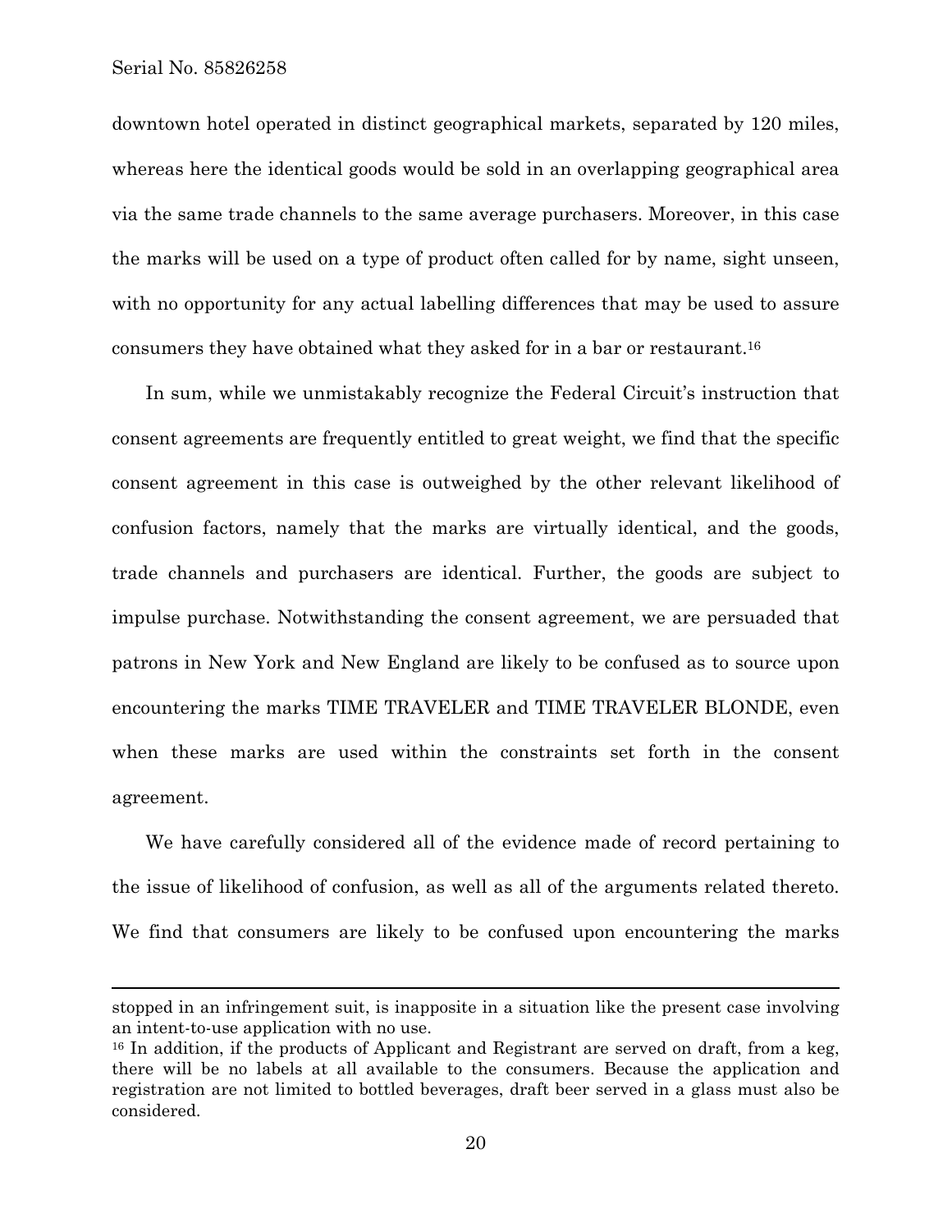downtown hotel operated in distinct geographical markets, separated by 120 miles, whereas here the identical goods would be sold in an overlapping geographical area via the same trade channels to the same average purchasers. Moreover, in this case the marks will be used on a type of product often called for by name, sight unseen, with no opportunity for any actual labelling differences that may be used to assure consumers they have obtained what they asked for in a bar or restaurant.[16]

In sum, while we unmistakably recognize the Federal Circuit's instruction that consent agreements are frequently entitled to great weight, we find that the specific consent agreement in this case is outweighed by the other relevant likelihood of confusion factors, namely that the marks are virtually identical, and the goods, trade channels and purchasers are identical. Further, the goods are subject to impulse purchase. Notwithstanding the consent agreement, we are persuaded that patrons in New York and New England are likely to be confused as to source upon encountering the marks TIME TRAVELER and TIME TRAVELER BLONDE, even when these marks are used within the constraints set forth in the consent agreement.

We have carefully considered all of the evidence made of record pertaining to the issue of likelihood of confusion, as well as all of the arguments related thereto. We find that consumers are likely to be confused upon encountering the marks

---

stopped in an infringement suit, is inapposite in a situation like the present case involving an intent-to-use application with no use.

[16] In addition, if the products of Applicant and Registrant are served on draft, from a keg, there will be no labels at all available to the consumers. Because the application and registration are not limited to bottled beverages, draft beer served in a glass must also be considered.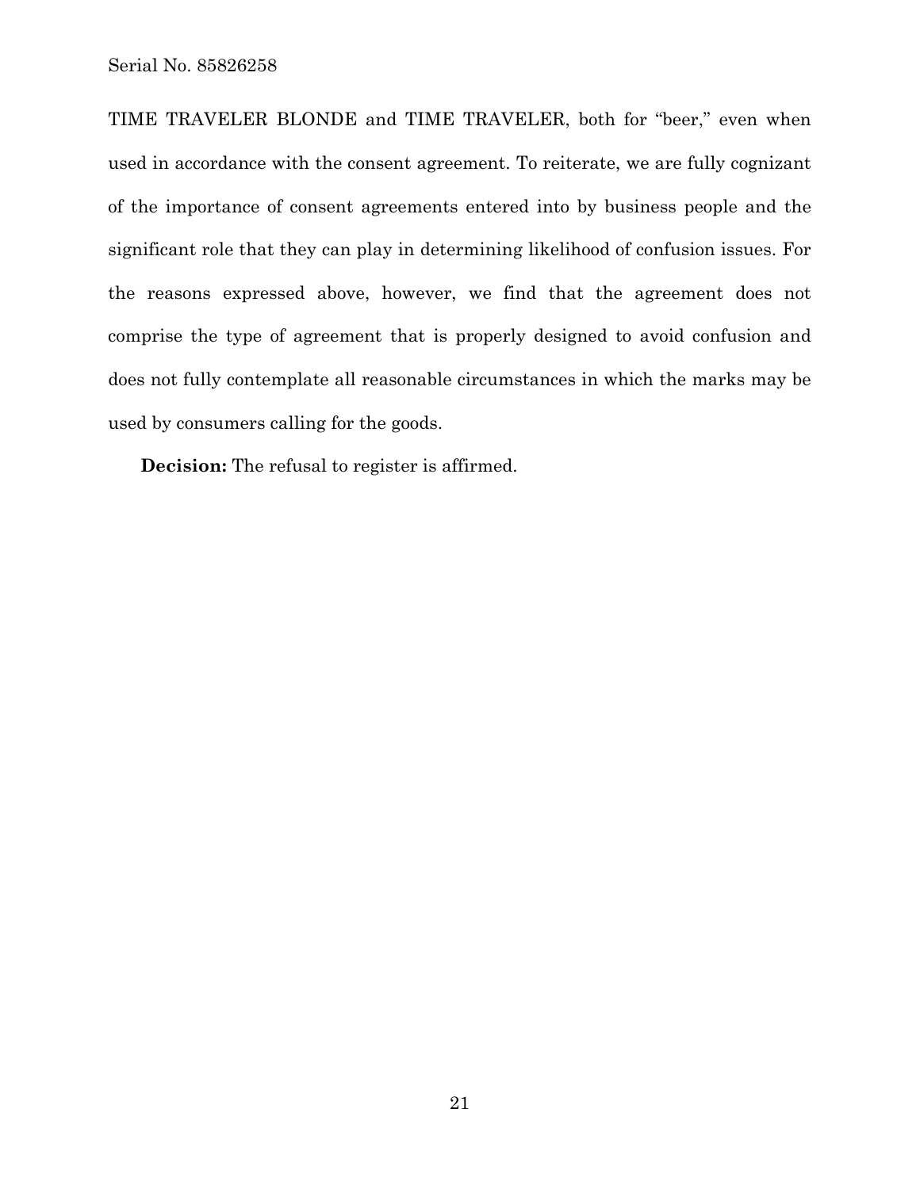TIME TRAVELER BLONDE and TIME TRAVELER, both for "beer," even when used in accordance with the consent agreement. To reiterate, we are fully cognizant of the importance of consent agreements entered into by business people and the significant role that they can play in determining likelihood of confusion issues. For the reasons expressed above, however, we find that the agreement does not comprise the type of agreement that is properly designed to avoid confusion and does not fully contemplate all reasonable circumstances in which the marks may be used by consumers calling for the goods.

**Decision:** The refusal to register is affirmed.